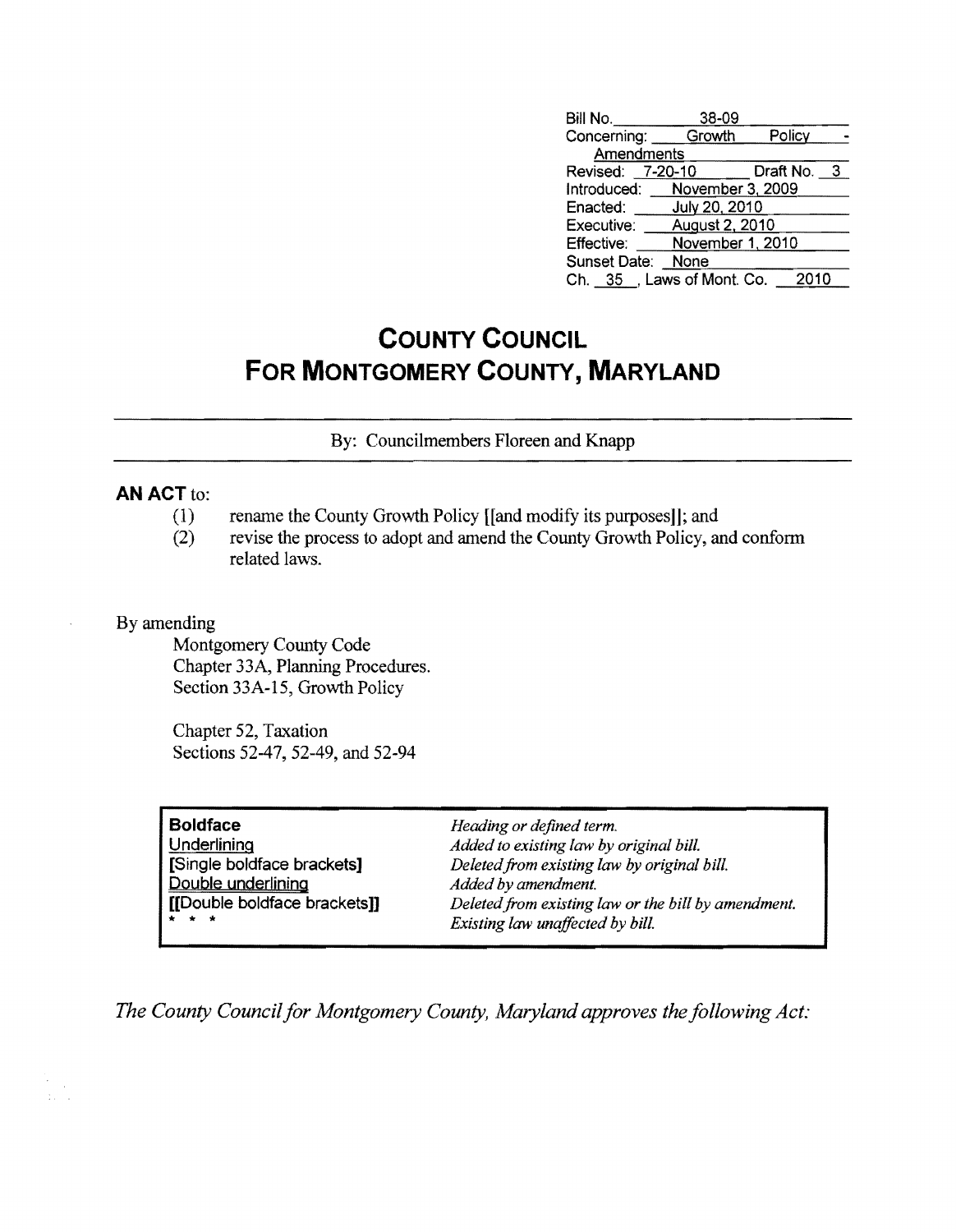| | |
|---|---|
| Bill No. | 38-09 |
| Concerning: | Growth Policy - Amendments |
| Revised: 7-20-10 | Draft No. 3 |
| Introduced: | November 3, 2009 |
| Enacted: | July 20, 2010 |
| Executive: | August 2, 2010 |
| Effective: | November 1, 2010 |
| Sunset Date: | None |
| Ch. 35, Laws of Mont. Co. | 2010 |

# COUNTY COUNCIL FOR MONTGOMERY COUNTY, MARYLAND

By: Councilmembers Floreen and Knapp

**AN ACT** to:

(1) rename the County Growth Policy [[and modify its purposes]]; and

(2) revise the process to adopt and amend the County Growth Policy, and conform related laws.

By amending

Montgomery County Code
Chapter 33A, Planning Procedures.
Section 33A-15, Growth Policy

Chapter 52, Taxation
Sections 52-47, 52-49, and 52-94

| | |
|---|---|
| **Boldface** | *Heading or defined term.* |
| Underlining | *Added to existing law by original bill.* |
| [Single boldface brackets] | *Deleted from existing law by original bill.* |
| Double underlining | *Added by amendment.* |
| [[Double boldface brackets]] | *Deleted from existing law or the bill by amendment.* |
| * * * | *Existing law unaffected by bill.* |

*The County Council for Montgomery County, Maryland approves the following Act:*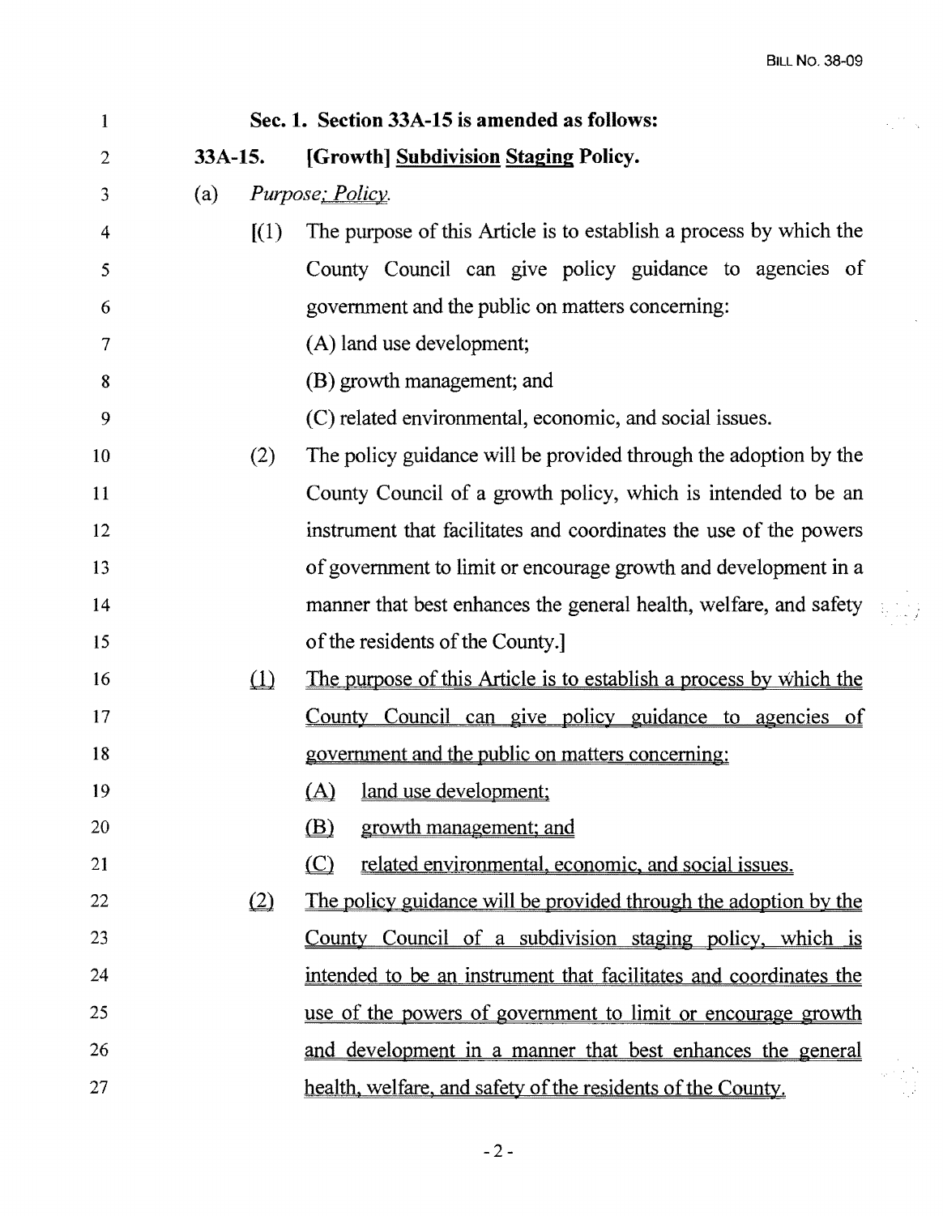**Sec. 1. Section 33A-15 is amended as follows:**

**33A-15. [Growth] Subdivision Staging Policy.**

(a) *Purpose; Policy.*

[(1) The purpose of this Article is to establish a process by which the County Council can give policy guidance to agencies of government and the public on matters concerning:

(A) land use development;

(B) growth management; and

(C) related environmental, economic, and social issues.

(2) The policy guidance will be provided through the adoption by the County Council of a growth policy, which is intended to be an instrument that facilitates and coordinates the use of the powers of government to limit or encourage growth and development in a manner that best enhances the general health, welfare, and safety of the residents of the County.]

(1) The purpose of this Article is to establish a process by which the County Council can give policy guidance to agencies of government and the public on matters concerning:

(A) land use development;

(B) growth management; and

(C) related environmental, economic, and social issues.

(2) The policy guidance will be provided through the adoption by the County Council of a subdivision staging policy, which is intended to be an instrument that facilitates and coordinates the use of the powers of government to limit or encourage growth and development in a manner that best enhances the general health, welfare, and safety of the residents of the County.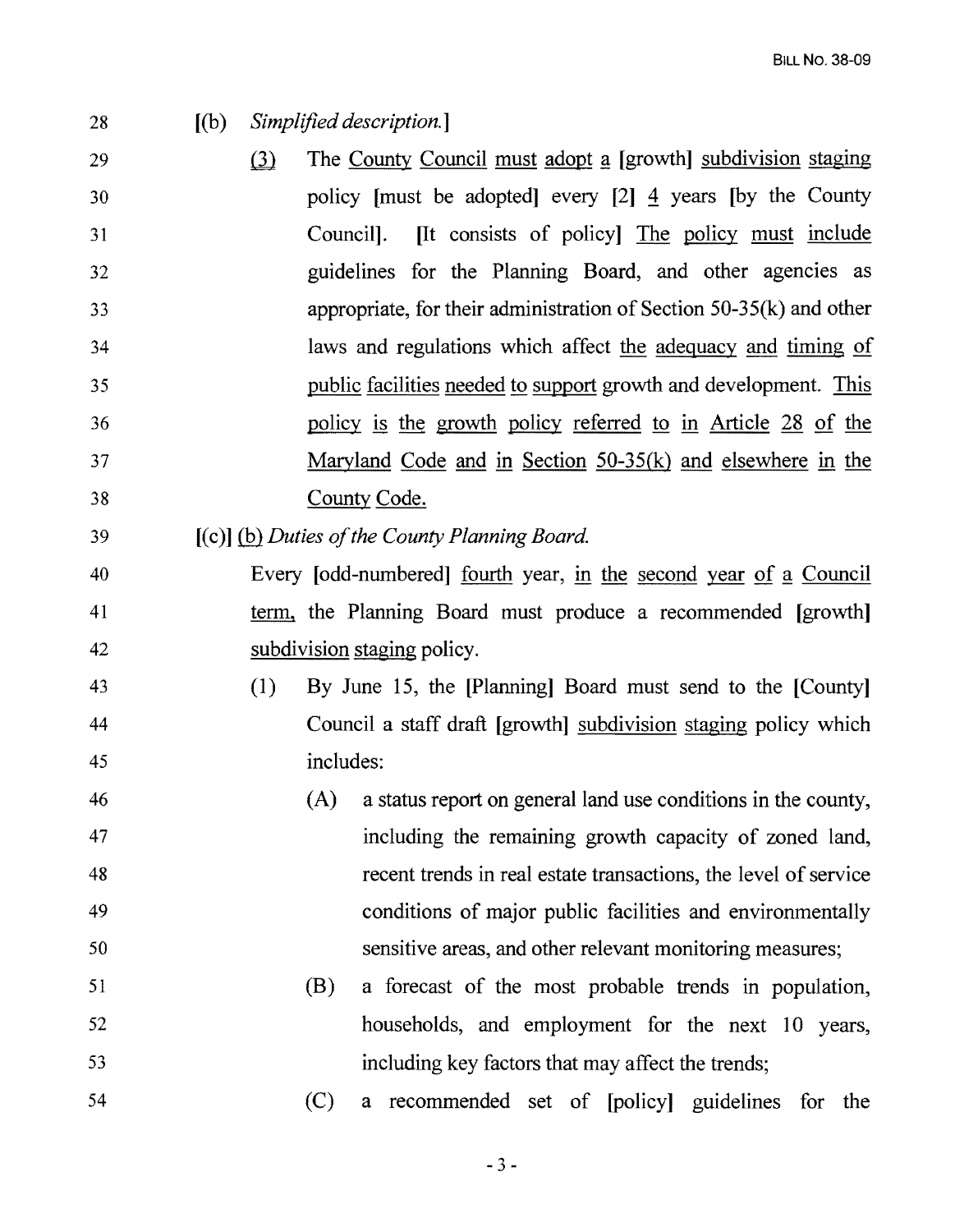28 [(b) *Simplified description.*]

29 (3) The County Council must adopt a [growth] subdivision staging

30 policy [must be adopted] every [2] 4 years [by the County

31 Council]. [It consists of policy] The policy must include

32 guidelines for the Planning Board, and other agencies as

33 appropriate, for their administration of Section 50-35(k) and other

34 laws and regulations which affect the adequacy and timing of

35 public facilities needed to support growth and development. This

36 policy is the growth policy referred to in Article 28 of the

37 Maryland Code and in Section 50-35(k) and elsewhere in the

38 County Code.

39 [(c)] (b) *Duties of the County Planning Board.*

40 Every [odd-numbered] fourth year, in the second year of a Council

41 term, the Planning Board must produce a recommended [growth]

42 subdivision staging policy.

43 (1) By June 15, the [Planning] Board must send to the [County]

44 Council a staff draft [growth] subdivision staging policy which

45 includes:

46 (A) a status report on general land use conditions in the county,

47 including the remaining growth capacity of zoned land,

48 recent trends in real estate transactions, the level of service

49 conditions of major public facilities and environmentally

50 sensitive areas, and other relevant monitoring measures;

51 (B) a forecast of the most probable trends in population,

52 households, and employment for the next 10 years,

53 including key factors that may affect the trends;

54 (C) a recommended set of [policy] guidelines for the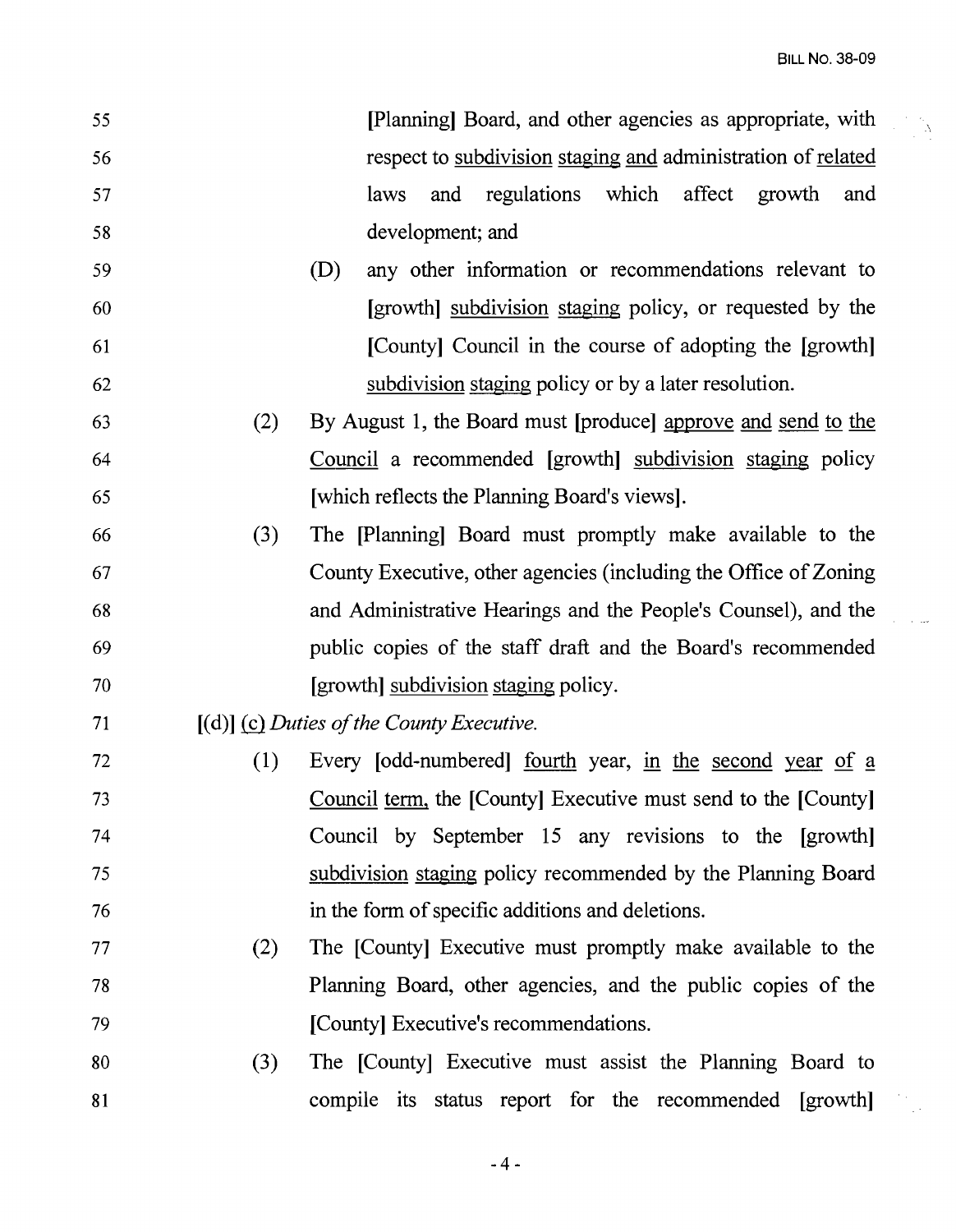55 [Planning] Board, and other agencies as appropriate, with
56 respect to <u>subdivision</u> <u>staging</u> <u>and</u> administration of <u>related</u>
57 laws and regulations which affect growth and
58 development; and

59 (D) any other information or recommendations relevant to
60 [growth] <u>subdivision</u> <u>staging</u> policy, or requested by the
61 [County] Council in the course of adopting the [growth]
62 <u>subdivision</u> <u>staging</u> policy or by a later resolution.

63 (2) By August 1, the Board must [produce] <u>approve</u> <u>and</u> <u>send</u> <u>to</u> <u>the</u>
64 <u>Council</u> a recommended [growth] <u>subdivision</u> <u>staging</u> policy
65 [which reflects the Planning Board's views].

66 (3) The [Planning] Board must promptly make available to the
67 County Executive, other agencies (including the Office of Zoning
68 and Administrative Hearings and the People's Counsel), and the
69 public copies of the staff draft and the Board's recommended
70 [growth] <u>subdivision</u> <u>staging</u> policy.

71 [(d)] <u>(c)</u> *Duties of the County Executive.*

72 (1) Every [odd-numbered] <u>fourth</u> year, <u>in</u> <u>the</u> <u>second</u> <u>year</u> <u>of</u> <u>a</u>
73 <u>Council</u> <u>term,</u> the [County] Executive must send to the [County]
74 Council by September 15 any revisions to the [growth]
75 <u>subdivision</u> <u>staging</u> policy recommended by the Planning Board
76 in the form of specific additions and deletions.

77 (2) The [County] Executive must promptly make available to the
78 Planning Board, other agencies, and the public copies of the
79 [County] Executive's recommendations.

80 (3) The [County] Executive must assist the Planning Board to
81 compile its status report for the recommended [growth]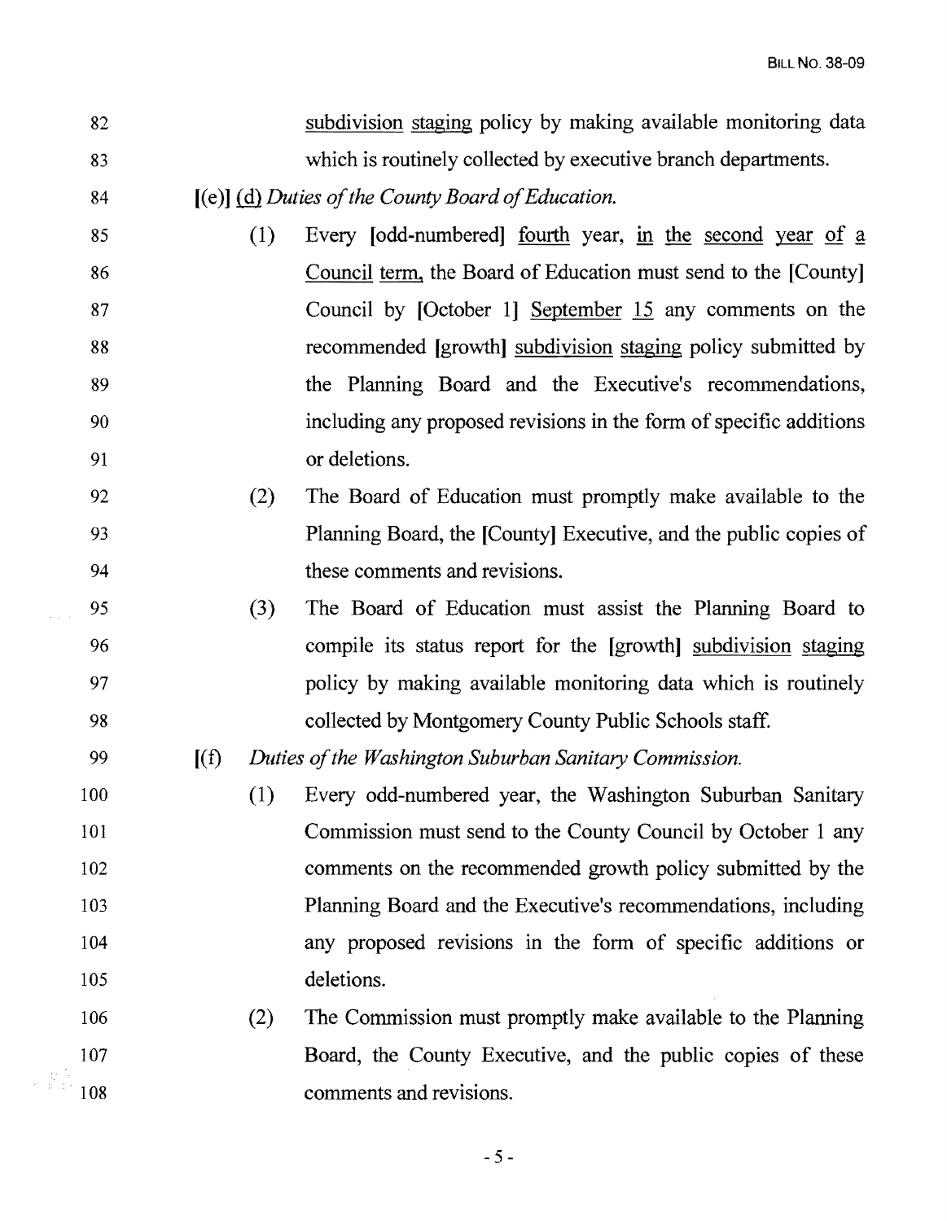82 subdivision staging policy by making available monitoring data
83 which is routinely collected by executive branch departments.

84 [(e)] (d) *Duties of the County Board of Education.*

85 (1) Every [odd-numbered] fourth year, in the second year of a
86 Council term, the Board of Education must send to the [County]
87 Council by [October 1] September 15 any comments on the
88 recommended [growth] subdivision staging policy submitted by
89 the Planning Board and the Executive's recommendations,
90 including any proposed revisions in the form of specific additions
91 or deletions.

92 (2) The Board of Education must promptly make available to the
93 Planning Board, the [County] Executive, and the public copies of
94 these comments and revisions.

95 (3) The Board of Education must assist the Planning Board to
96 compile its status report for the [growth] subdivision staging
97 policy by making available monitoring data which is routinely
98 collected by Montgomery County Public Schools staff.

99 [(f) *Duties of the Washington Suburban Sanitary Commission.*

100 (1) Every odd-numbered year, the Washington Suburban Sanitary
101 Commission must send to the County Council by October 1 any
102 comments on the recommended growth policy submitted by the
103 Planning Board and the Executive's recommendations, including
104 any proposed revisions in the form of specific additions or
105 deletions.

106 (2) The Commission must promptly make available to the Planning
107 Board, the County Executive, and the public copies of these
108 comments and revisions.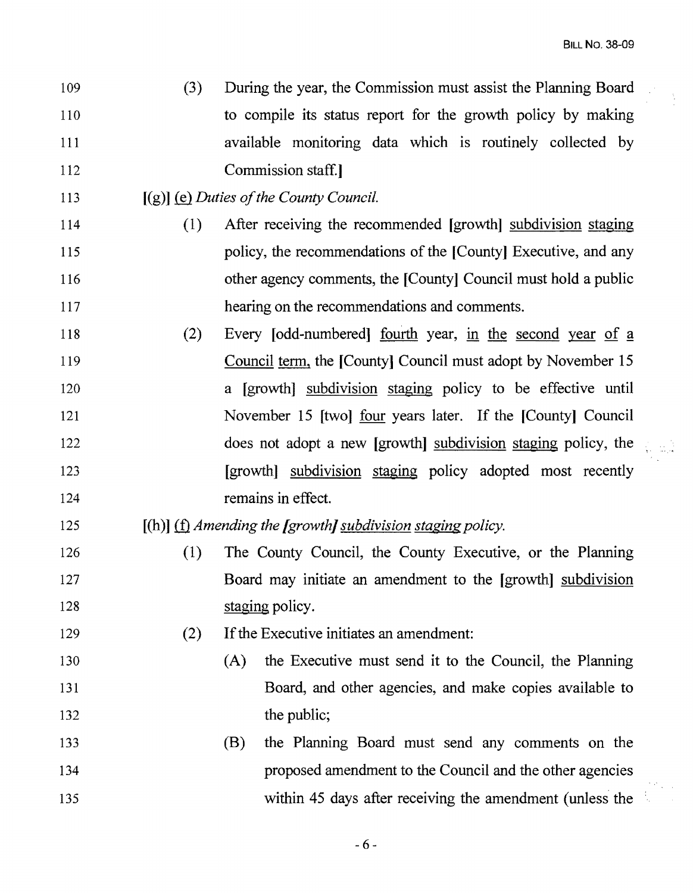109 (3) During the year, the Commission must assist the Planning Board
110 to compile its status report for the growth policy by making
111 available monitoring data which is routinely collected by
112 Commission staff.]

113 [(g)] <u>(e)</u> *Duties of the County Council.*

114 (1) After receiving the recommended [growth] <u>subdivision staging</u>
115 policy, the recommendations of the [County] Executive, and any
116 other agency comments, the [County] Council must hold a public
117 hearing on the recommendations and comments.

118 (2) Every [odd-numbered] <u>fourth</u> year, <u>in the second year of a</u>
119 <u>Council term,</u> the [County] Council must adopt by November 15
120 a [growth] <u>subdivision staging</u> policy to be effective until
121 November 15 [two] <u>four</u> years later. If the [County] Council
122 does not adopt a new [growth] <u>subdivision staging</u> policy, the
123 [growth] <u>subdivision staging</u> policy adopted most recently
124 remains in effect.

125 [(h)] <u>(f)</u> *Amending the [growth] <u>subdivision staging</u> policy.*

126 (1) The County Council, the County Executive, or the Planning
127 Board may initiate an amendment to the [growth] <u>subdivision</u>
128 <u>staging</u> policy.

129 (2) If the Executive initiates an amendment:

130 (A) the Executive must send it to the Council, the Planning
131 Board, and other agencies, and make copies available to
132 the public;

133 (B) the Planning Board must send any comments on the
134 proposed amendment to the Council and the other agencies
135 within 45 days after receiving the amendment (unless the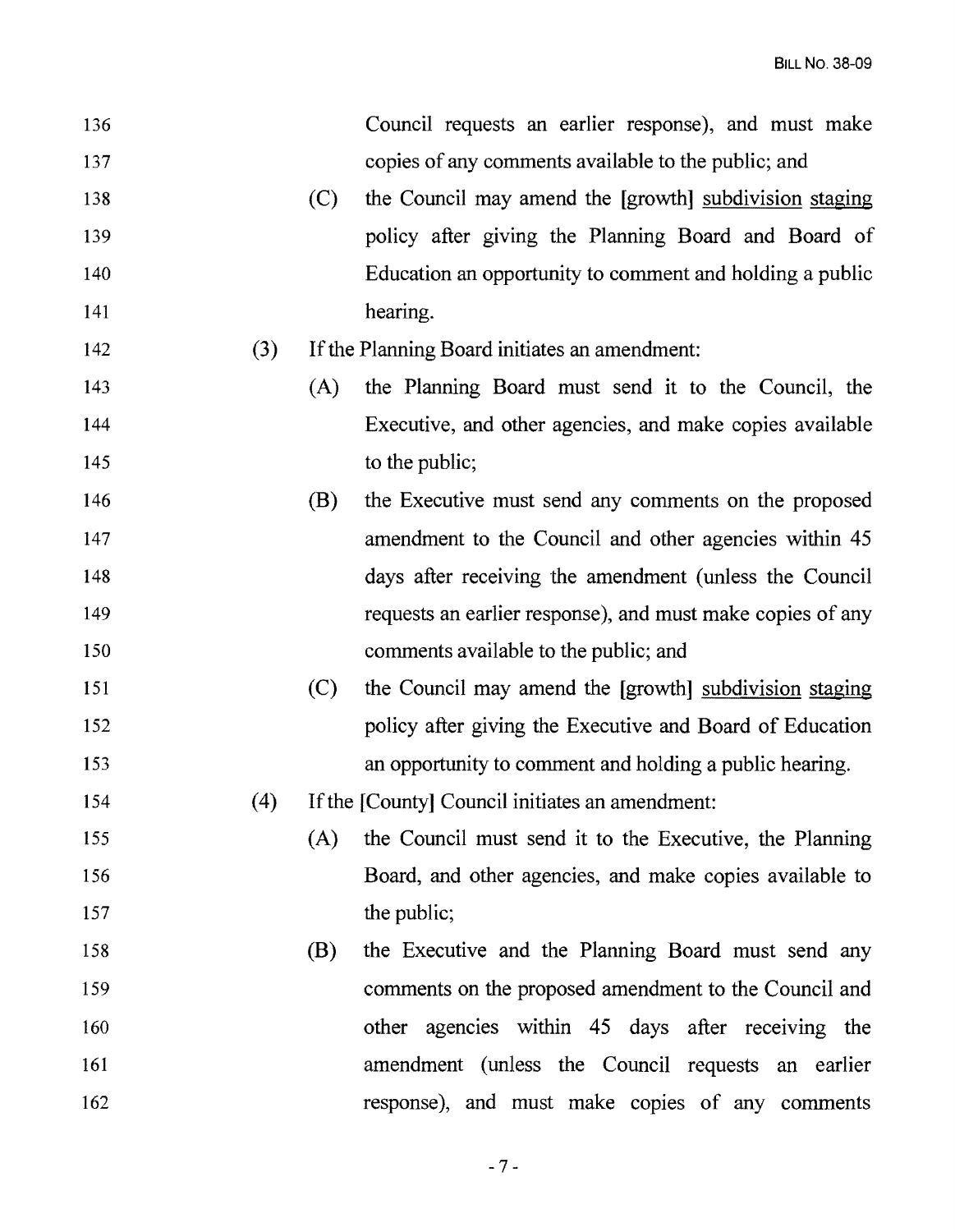136 Council requests an earlier response), and must make
137 copies of any comments available to the public; and

138 (C) the Council may amend the [growth] <u>subdivision</u> <u>staging</u>
139 policy after giving the Planning Board and Board of
140 Education an opportunity to comment and holding a public
141 hearing.

142 (3) If the Planning Board initiates an amendment:

143 (A) the Planning Board must send it to the Council, the
144 Executive, and other agencies, and make copies available
145 to the public;

146 (B) the Executive must send any comments on the proposed
147 amendment to the Council and other agencies within 45
148 days after receiving the amendment (unless the Council
149 requests an earlier response), and must make copies of any
150 comments available to the public; and

151 (C) the Council may amend the [growth] <u>subdivision</u> <u>staging</u>
152 policy after giving the Executive and Board of Education
153 an opportunity to comment and holding a public hearing.

154 (4) If the [County] Council initiates an amendment:

155 (A) the Council must send it to the Executive, the Planning
156 Board, and other agencies, and make copies available to
157 the public;

158 (B) the Executive and the Planning Board must send any
159 comments on the proposed amendment to the Council and
160 other agencies within 45 days after receiving the
161 amendment (unless the Council requests an earlier
162 response), and must make copies of any comments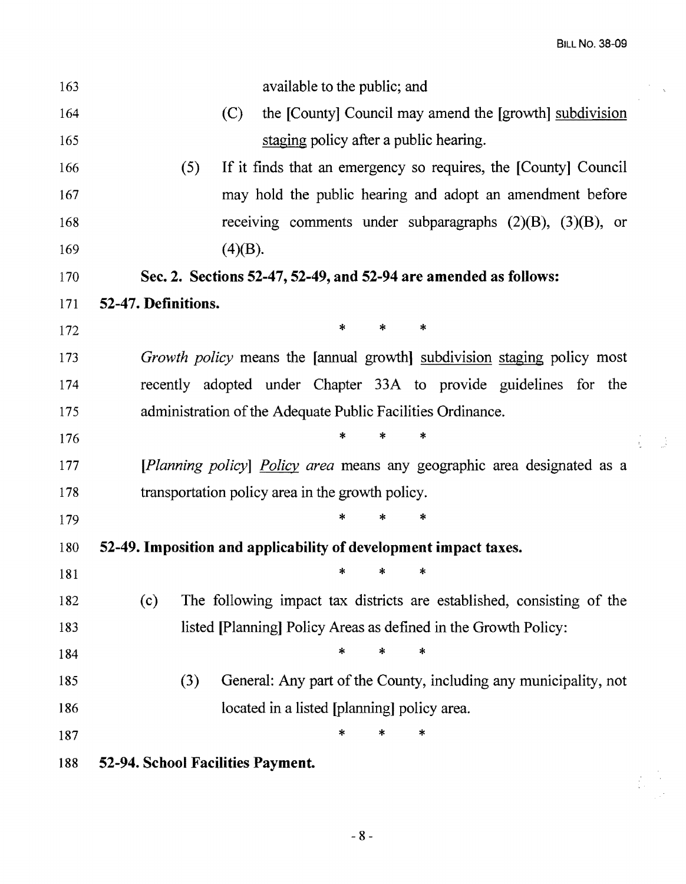available to the public; and

(C) the [County] Council may amend the [growth] <u>subdivision staging</u> policy after a public hearing.

(5) If it finds that an emergency so requires, the [County] Council may hold the public hearing and adopt an amendment before receiving comments under subparagraphs (2)(B), (3)(B), or (4)(B).

**Sec. 2. Sections 52-47, 52-49, and 52-94 are amended as follows:**

**52-47. Definitions.**

\* \* \*

*Growth policy* means the [annual growth] <u>subdivision staging</u> policy most recently adopted under Chapter 33A to provide guidelines for the administration of the Adequate Public Facilities Ordinance.

\* \* \*

[*Planning policy*] <u>*Policy*</u> *area* means any geographic area designated as a transportation policy area in the growth policy.

\* \* \*

**52-49. Imposition and applicability of development impact taxes.**

\* \* \*

(c) The following impact tax districts are established, consisting of the listed [Planning] Policy Areas as defined in the Growth Policy:

\* \* \*

(3) General: Any part of the County, including any municipality, not located in a listed [planning] policy area.

\* \* \*

**52-94. School Facilities Payment.**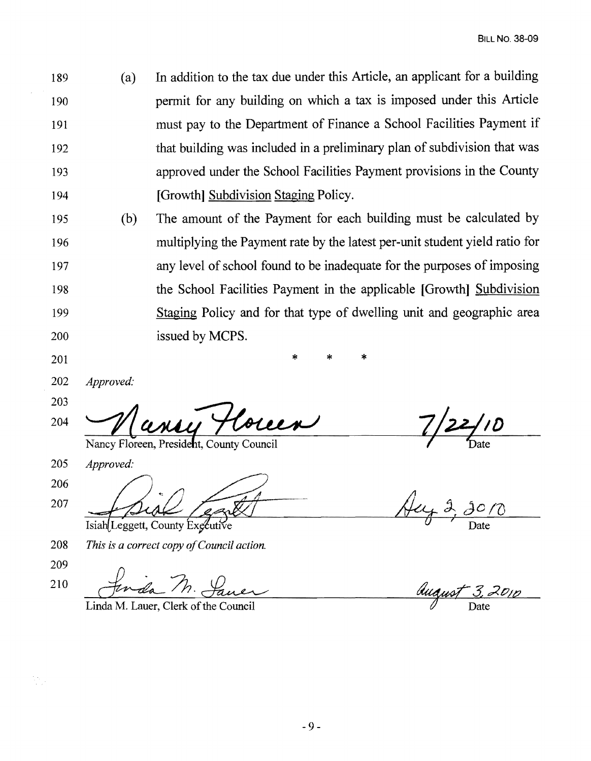189 (a) In addition to the tax due under this Article, an applicant for a building
190 permit for any building on which a tax is imposed under this Article
191 must pay to the Department of Finance a School Facilities Payment if
192 that building was included in a preliminary plan of subdivision that was
193 approved under the School Facilities Payment provisions in the County
194 [Growth] Subdivision Staging Policy.

195 (b) The amount of the Payment for each building must be calculated by
196 multiplying the Payment rate by the latest per-unit student yield ratio for
197 any level of school found to be inadequate for the purposes of imposing
198 the School Facilities Payment in the applicable [Growth] Subdivision
199 Staging Policy and for that type of dwelling unit and geographic area
200 issued by MCPS.

201 * * *

202 *Approved:*

203

204 Nancy Floreen — 7/22/10

Nancy Floreen, President, County Council — Date

205 *Approved:*

206

207 Isiah Leggett — Aug 2, 2010

Isiah Leggett, County Executive — Date

208 *This is a correct copy of Council action.*

209

210 Linda M. Lauer — August 3, 2010

Linda M. Lauer, Clerk of the Council — Date